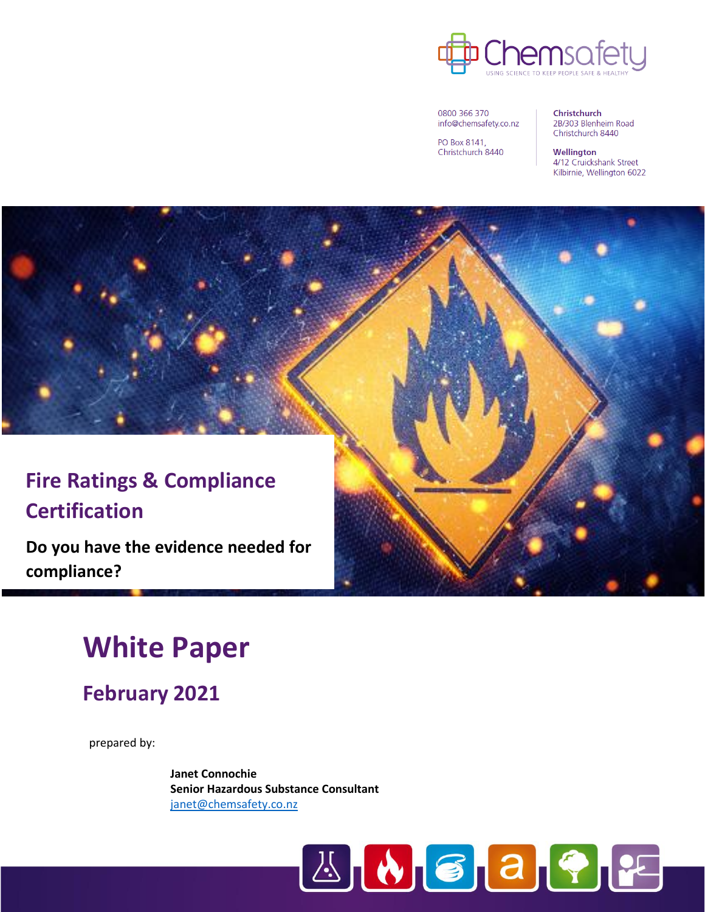Chemsafety

USING SCIENCE TO KEEP PEOPLE SAFE & HEALTHY

0800 366 370
info@chemsafety.co.nz

PO Box 8141,
Christchurch 8440

**Christchurch**
2B/303 Blenheim Road
Christchurch 8440

**Wellington**
4/12 Cruickshank Street
Kilbirnie, Wellington 6022

# Fire Ratings & Compliance Certification

**Do you have the evidence needed for compliance?**

# White Paper

## February 2021

prepared by:

**Janet Connochie**
**Senior Hazardous Substance Consultant**
janet@chemsafety.co.nz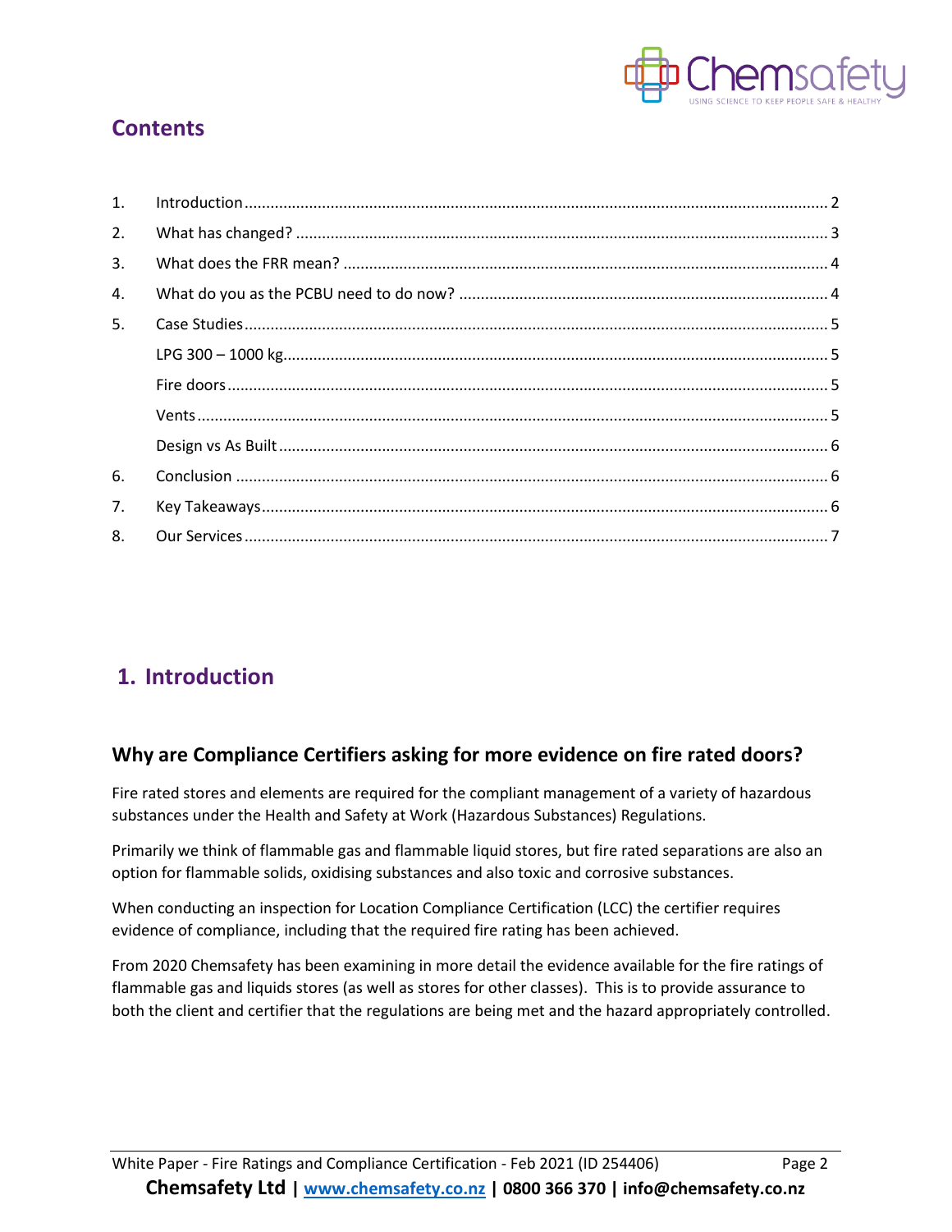## Contents

1. Introduction ..... 2
2. What has changed? ..... 3
3. What does the FRR mean? ..... 4
4. What do you as the PCBU need to do now? ..... 4
5. Case Studies ..... 5
   - LPG 300 – 1000 kg ..... 5
   - Fire doors ..... 5
   - Vents ..... 5
   - Design vs As Built ..... 6
6. Conclusion ..... 6
7. Key Takeaways ..... 6
8. Our Services ..... 7

## 1. Introduction

### Why are Compliance Certifiers asking for more evidence on fire rated doors?

Fire rated stores and elements are required for the compliant management of a variety of hazardous substances under the Health and Safety at Work (Hazardous Substances) Regulations.

Primarily we think of flammable gas and flammable liquid stores, but fire rated separations are also an option for flammable solids, oxidising substances and also toxic and corrosive substances.

When conducting an inspection for Location Compliance Certification (LCC) the certifier requires evidence of compliance, including that the required fire rating has been achieved.

From 2020 Chemsafety has been examining in more detail the evidence available for the fire ratings of flammable gas and liquids stores (as well as stores for other classes). This is to provide assurance to both the client and certifier that the regulations are being met and the hazard appropriately controlled.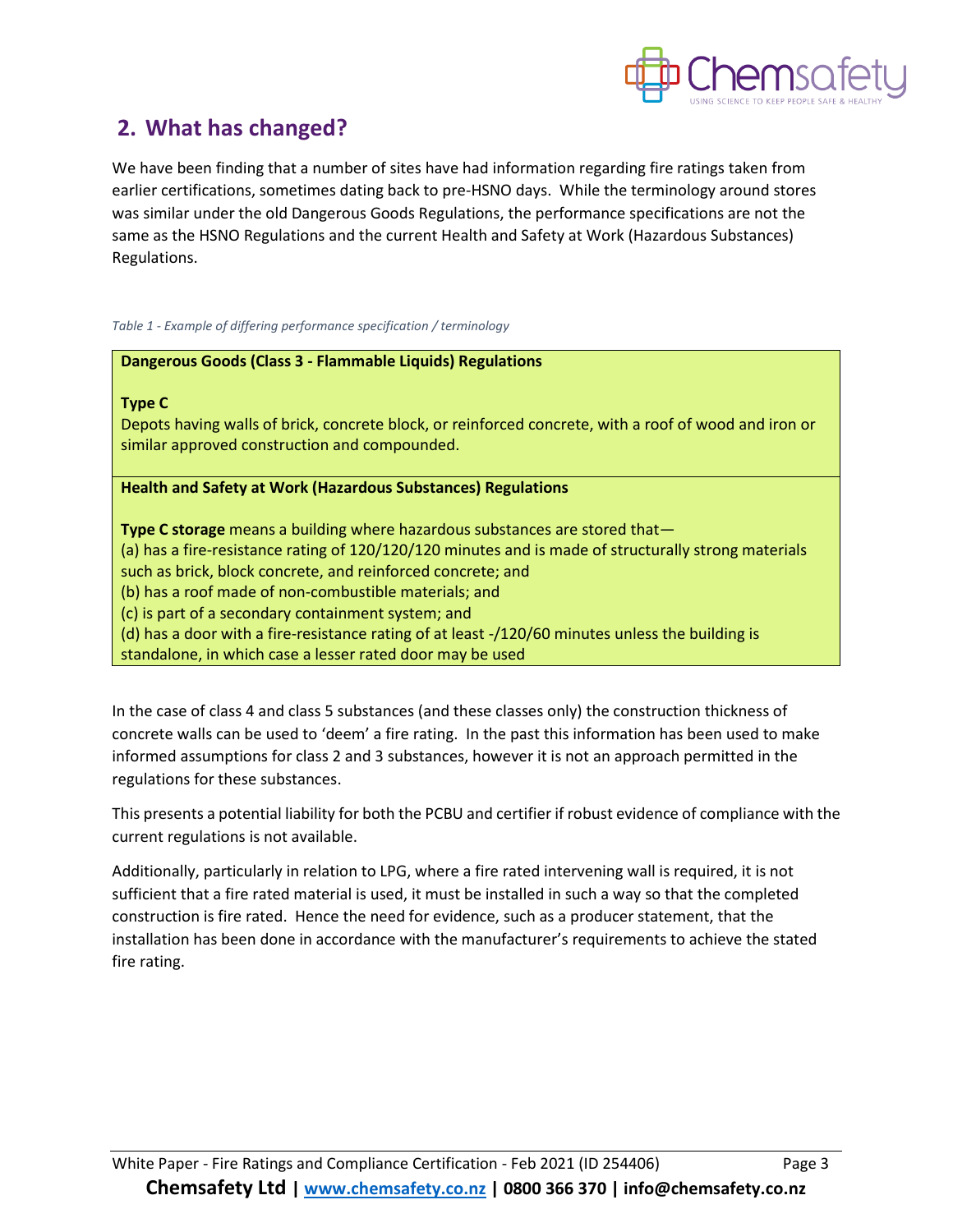## 2. What has changed?

We have been finding that a number of sites have had information regarding fire ratings taken from earlier certifications, sometimes dating back to pre-HSNO days. While the terminology around stores was similar under the old Dangerous Goods Regulations, the performance specifications are not the same as the HSNO Regulations and the current Health and Safety at Work (Hazardous Substances) Regulations.

*Table 1 - Example of differing performance specification / terminology*

| **Dangerous Goods (Class 3 - Flammable Liquids) Regulations**<br><br>**Type C**<br>Depots having walls of brick, concrete block, or reinforced concrete, with a roof of wood and iron or similar approved construction and compounded. |
|---|
| **Health and Safety at Work (Hazardous Substances) Regulations**<br><br>**Type C storage** means a building where hazardous substances are stored that—<br>(a) has a fire-resistance rating of 120/120/120 minutes and is made of structurally strong materials such as brick, block concrete, and reinforced concrete; and<br>(b) has a roof made of non-combustible materials; and<br>(c) is part of a secondary containment system; and<br>(d) has a door with a fire-resistance rating of at least -/120/60 minutes unless the building is standalone, in which case a lesser rated door may be used |

In the case of class 4 and class 5 substances (and these classes only) the construction thickness of concrete walls can be used to 'deem' a fire rating. In the past this information has been used to make informed assumptions for class 2 and 3 substances, however it is not an approach permitted in the regulations for these substances.

This presents a potential liability for both the PCBU and certifier if robust evidence of compliance with the current regulations is not available.

Additionally, particularly in relation to LPG, where a fire rated intervening wall is required, it is not sufficient that a fire rated material is used, it must be installed in such a way so that the completed construction is fire rated. Hence the need for evidence, such as a producer statement, that the installation has been done in accordance with the manufacturer's requirements to achieve the stated fire rating.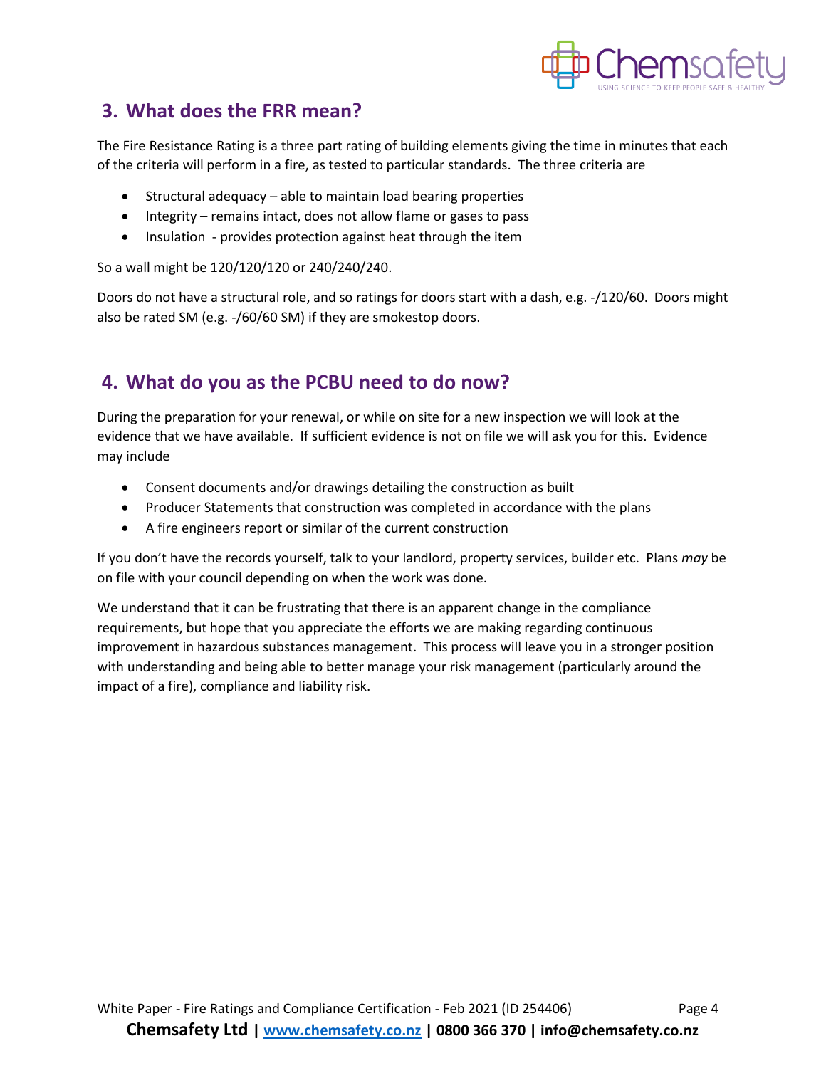## 3. What does the FRR mean?

The Fire Resistance Rating is a three part rating of building elements giving the time in minutes that each of the criteria will perform in a fire, as tested to particular standards. The three criteria are

- Structural adequacy – able to maintain load bearing properties
- Integrity – remains intact, does not allow flame or gases to pass
- Insulation - provides protection against heat through the item

So a wall might be 120/120/120 or 240/240/240.

Doors do not have a structural role, and so ratings for doors start with a dash, e.g. -/120/60. Doors might also be rated SM (e.g. -/60/60 SM) if they are smokestop doors.

## 4. What do you as the PCBU need to do now?

During the preparation for your renewal, or while on site for a new inspection we will look at the evidence that we have available. If sufficient evidence is not on file we will ask you for this. Evidence may include

- Consent documents and/or drawings detailing the construction as built
- Producer Statements that construction was completed in accordance with the plans
- A fire engineers report or similar of the current construction

If you don't have the records yourself, talk to your landlord, property services, builder etc. Plans *may* be on file with your council depending on when the work was done.

We understand that it can be frustrating that there is an apparent change in the compliance requirements, but hope that you appreciate the efforts we are making regarding continuous improvement in hazardous substances management. This process will leave you in a stronger position with understanding and being able to better manage your risk management (particularly around the impact of a fire), compliance and liability risk.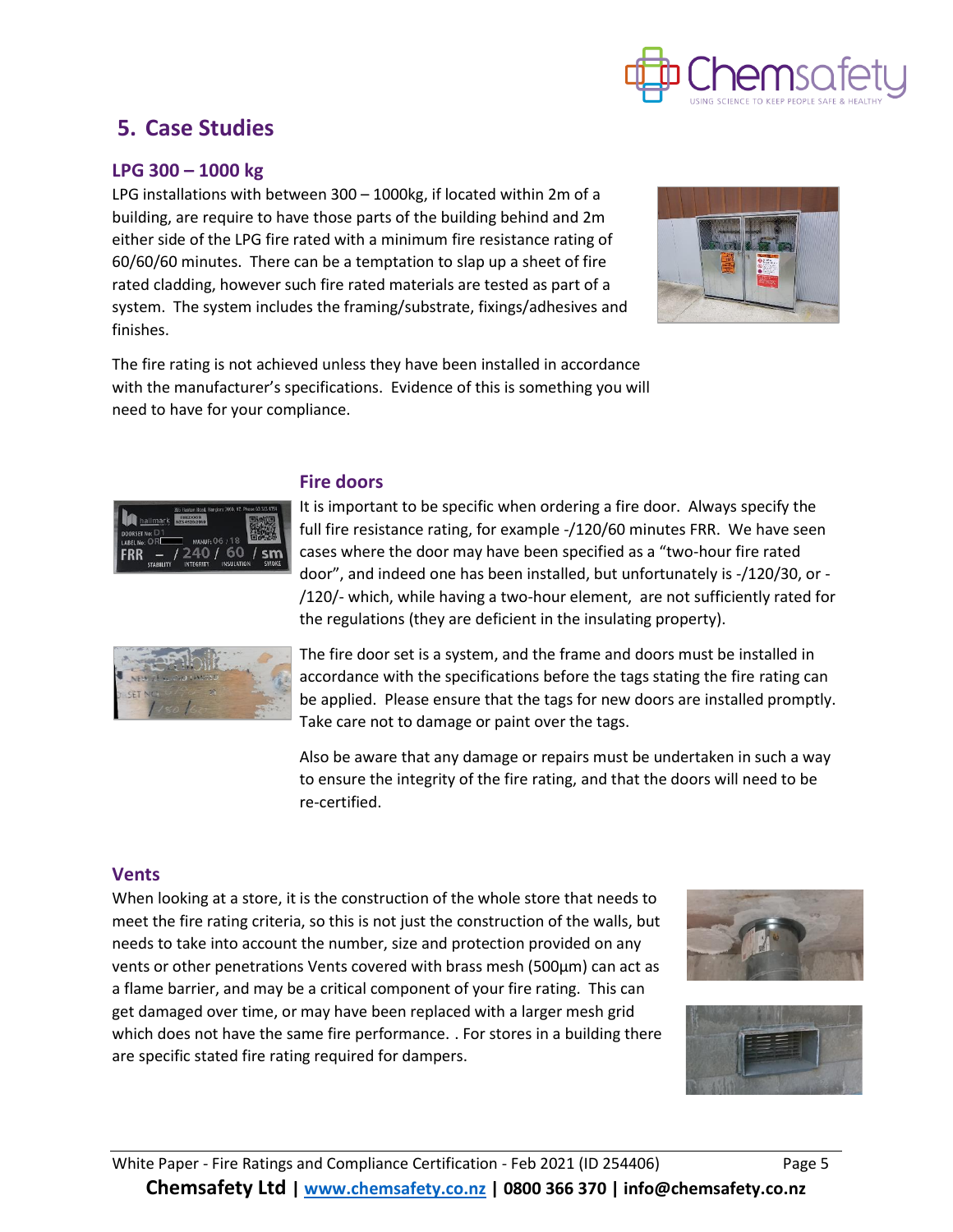## 5. Case Studies

### LPG 300 – 1000 kg

LPG installations with between 300 – 1000kg, if located within 2m of a building, are require to have those parts of the building behind and 2m either side of the LPG fire rated with a minimum fire resistance rating of 60/60/60 minutes. There can be a temptation to slap up a sheet of fire rated cladding, however such fire rated materials are tested as part of a system. The system includes the framing/substrate, fixings/adhesives and finishes.

The fire rating is not achieved unless they have been installed in accordance with the manufacturer's specifications. Evidence of this is something you will need to have for your compliance.

### Fire doors

It is important to be specific when ordering a fire door. Always specify the full fire resistance rating, for example -/120/60 minutes FRR. We have seen cases where the door may have been specified as a "two-hour fire rated door", and indeed one has been installed, but unfortunately is -/120/30, or -/120/- which, while having a two-hour element, are not sufficiently rated for the regulations (they are deficient in the insulating property).

The fire door set is a system, and the frame and doors must be installed in accordance with the specifications before the tags stating the fire rating can be applied. Please ensure that the tags for new doors are installed promptly. Take care not to damage or paint over the tags.

Also be aware that any damage or repairs must be undertaken in such a way to ensure the integrity of the fire rating, and that the doors will need to be re-certified.

### Vents

When looking at a store, it is the construction of the whole store that needs to meet the fire rating criteria, so this is not just the construction of the walls, but needs to take into account the number, size and protection provided on any vents or other penetrations Vents covered with brass mesh (500µm) can act as a flame barrier, and may be a critical component of your fire rating. This can get damaged over time, or may have been replaced with a larger mesh grid which does not have the same fire performance. . For stores in a building there are specific stated fire rating required for dampers.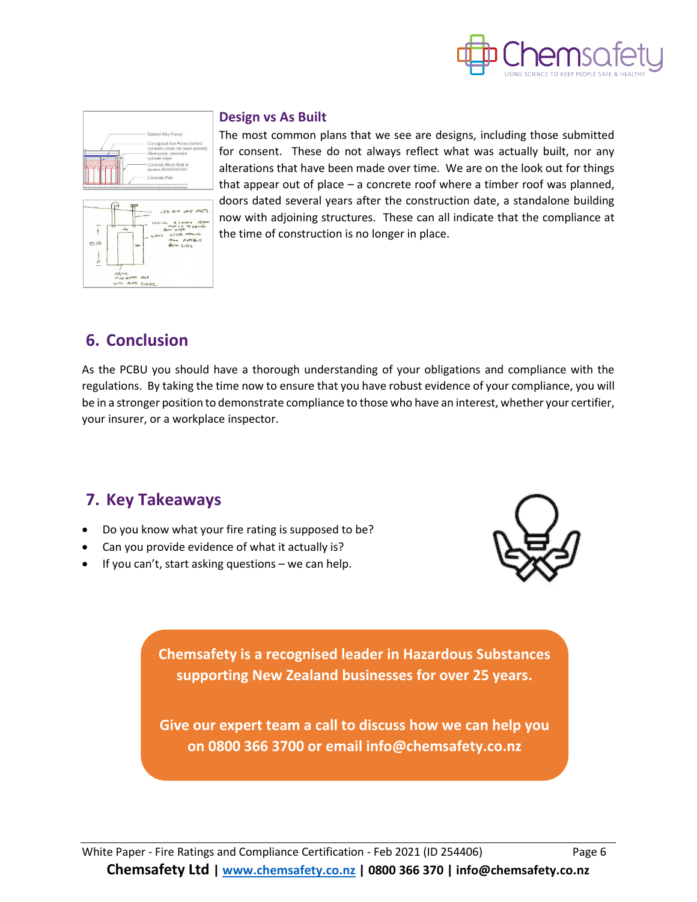### Design vs As Built

The most common plans that we see are designs, including those submitted for consent. These do not always reflect what was actually built, nor any alterations that have been made over time. We are on the look out for things that appear out of place – a concrete roof where a timber roof was planned, doors dated several years after the construction date, a standalone building now with adjoining structures. These can all indicate that the compliance at the time of construction is no longer in place.

## 6. Conclusion

As the PCBU you should have a thorough understanding of your obligations and compliance with the regulations. By taking the time now to ensure that you have robust evidence of your compliance, you will be in a stronger position to demonstrate compliance to those who have an interest, whether your certifier, your insurer, or a workplace inspector.

## 7. Key Takeaways

- Do you know what your fire rating is supposed to be?
- Can you provide evidence of what it actually is?
- If you can't, start asking questions – we can help.

**Chemsafety is a recognised leader in Hazardous Substances supporting New Zealand businesses for over 25 years.**

**Give our expert team a call to discuss how we can help you on 0800 366 3700 or email info@chemsafety.co.nz**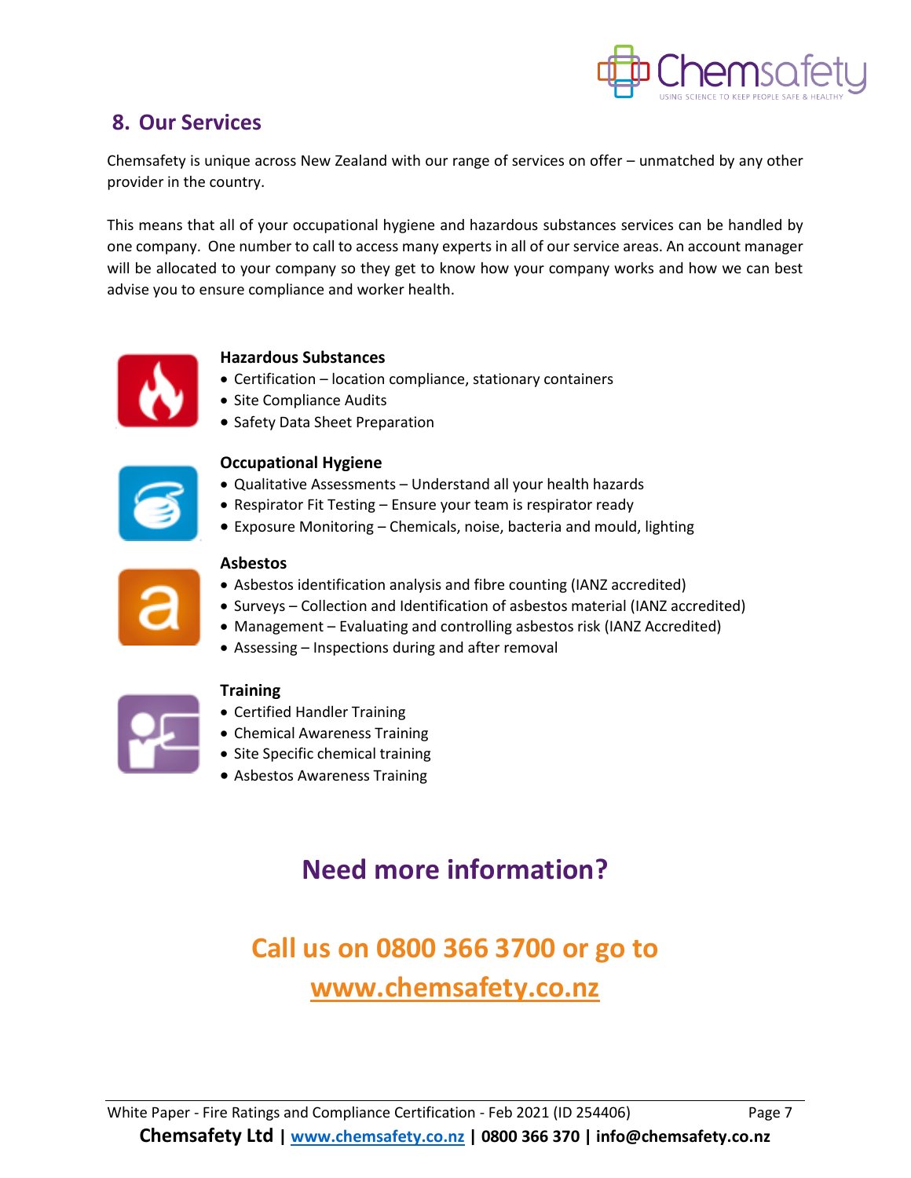## 8. Our Services

Chemsafety is unique across New Zealand with our range of services on offer – unmatched by any other provider in the country.

This means that all of your occupational hygiene and hazardous substances services can be handled by one company. One number to call to access many experts in all of our service areas. An account manager will be allocated to your company so they get to know how your company works and how we can best advise you to ensure compliance and worker health.

**Hazardous Substances**

- Certification – location compliance, stationary containers
- Site Compliance Audits
- Safety Data Sheet Preparation

**Occupational Hygiene**

- Qualitative Assessments – Understand all your health hazards
- Respirator Fit Testing – Ensure your team is respirator ready
- Exposure Monitoring – Chemicals, noise, bacteria and mould, lighting

**Asbestos**

- Asbestos identification analysis and fibre counting (IANZ accredited)
- Surveys – Collection and Identification of asbestos material (IANZ accredited)
- Management – Evaluating and controlling asbestos risk (IANZ Accredited)
- Assessing – Inspections during and after removal

**Training**

- Certified Handler Training
- Chemical Awareness Training
- Site Specific chemical training
- Asbestos Awareness Training

## Need more information?

## Call us on 0800 366 3700 or go to [www.chemsafety.co.nz](http://www.chemsafety.co.nz)